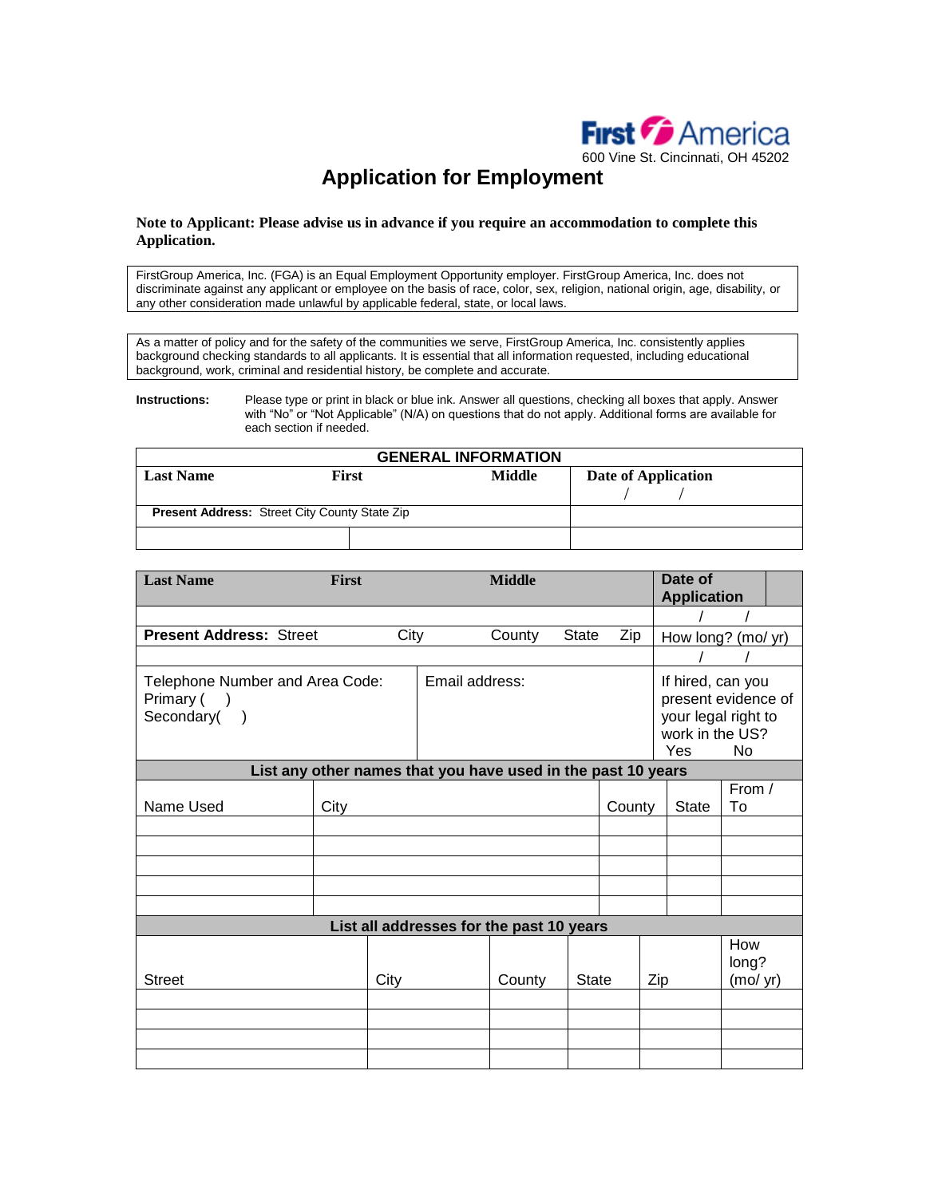**First America**
600 Vine St. Cincinnati, OH 45202

# Application for Employment

**Note to Applicant: Please advise us in advance if you require an accommodation to complete this Application.**

FirstGroup America, Inc. (FGA) is an Equal Employment Opportunity employer. FirstGroup America, Inc. does not discriminate against any applicant or employee on the basis of race, color, sex, religion, national origin, age, disability, or any other consideration made unlawful by applicable federal, state, or local laws.

As a matter of policy and for the safety of the communities we serve, FirstGroup America, Inc. consistently applies background checking standards to all applicants. It is essential that all information requested, including educational background, work, criminal and residential history, be complete and accurate.

**Instructions:** Please type or print in black or blue ink. Answer all questions, checking all boxes that apply. Answer with "No" or "Not Applicable" (N/A) on questions that do not apply. Additional forms are available for each section if needed.

| GENERAL INFORMATION | | | |
|---|---|---|---|
| **Last Name** | **First** | **Middle** | **Date of Application** / / |
| **Present Address:** Street City County State Zip | | | |
| | | | |

| **Last Name** | **First** | **Middle** | **Date of Application** |
|---|---|---|---|
| | | | / / |
| **Present Address:** Street | City | County State Zip | How long? (mo/ yr) |
| | | | / / |
| Telephone Number and Area Code: Primary ( ) Secondary( ) | Email address: | | If hired, can you present evidence of your legal right to work in the US? Yes No |

| List any other names that you have used in the past 10 years | | | | |
|---|---|---|---|---|
| Name Used | City | County | State | From / To |
| | | | | |
| | | | | |
| | | | | |
| | | | | |
| | | | | |

| List all addresses for the past 10 years | | | | | |
|---|---|---|---|---|---|
| Street | City | County | State | Zip | How long? (mo/ yr) |
| | | | | | |
| | | | | | |
| | | | | | |
| | | | | | |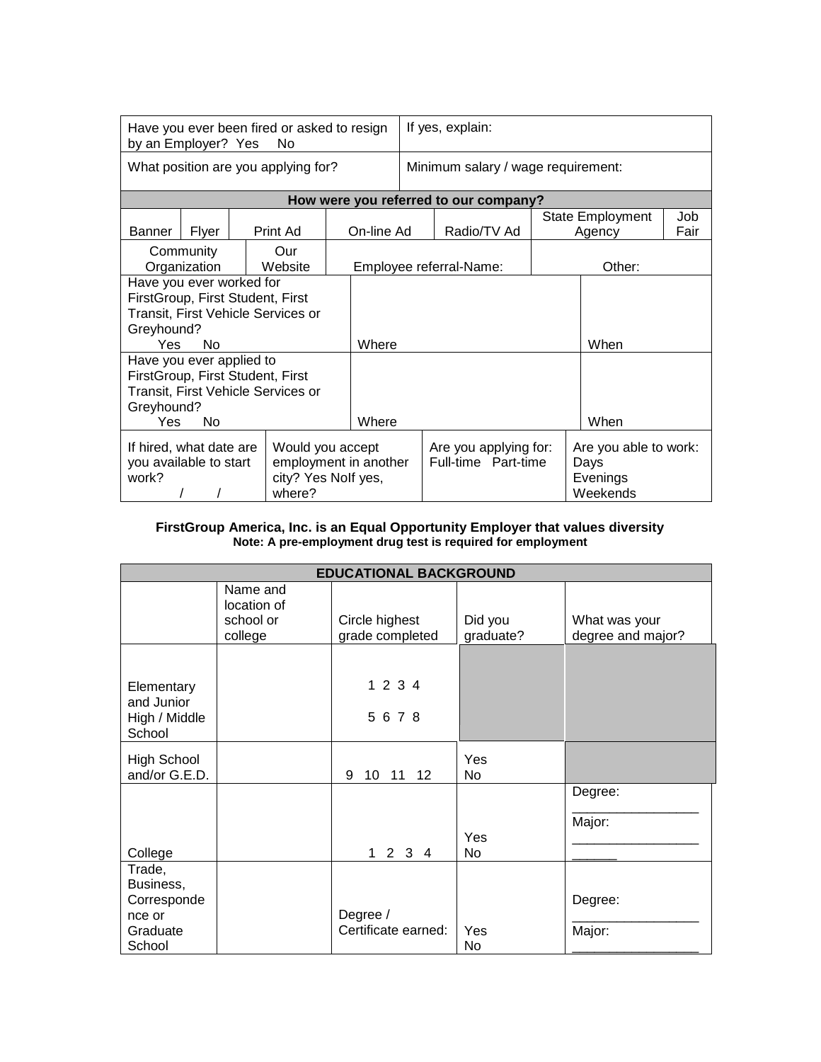| Have you ever been fired or asked to resign by an Employer? Yes No | If yes, explain: |
|---|---|
| What position are you applying for? | Minimum salary / wage requirement: |

| How were you referred to our company? | | | | | | |
|---|---|---|---|---|---|---|
| Banner | Flyer | Print Ad | On-line Ad | Radio/TV Ad | State Employment Agency | Job Fair |
| Community Organization | Our Website | Employee referral-Name: | | | Other: | |

| Have you ever worked for FirstGroup, First Student, First Transit, First Vehicle Services or Greyhound? Yes No | Where | When |
|---|---|---|
| Have you ever applied to FirstGroup, First Student, First Transit, First Vehicle Services or Greyhound? Yes No | Where | When |

| If hired, what date are you available to start work? / / | Would you accept employment in another city? Yes NoIf yes, where? | Are you applying for: Full-time Part-time | Are you able to work: Days Evenings Weekends |
|---|---|---|---|

**FirstGroup America, Inc. is an Equal Opportunity Employer that values diversity**
**Note: A pre-employment drug test is required for employment**

| EDUCATIONAL BACKGROUND | | | | |
|---|---|---|---|---|
| | Name and location of school or college | Circle highest grade completed | Did you graduate? | What was your degree and major? |
| Elementary and Junior High / Middle School | | 1 2 3 4<br>5 6 7 8 | | |
| High School and/or G.E.D. | | 9 10 11 12 | Yes<br>No | |
| College | | 1 2 3 4 | Yes<br>No | Degree: _________________<br>Major: _________________ ______ |
| Trade, Business, Correspondence or Graduate School | | Degree / Certificate earned: | Yes<br>No | Degree: _________________<br>Major: _________________ |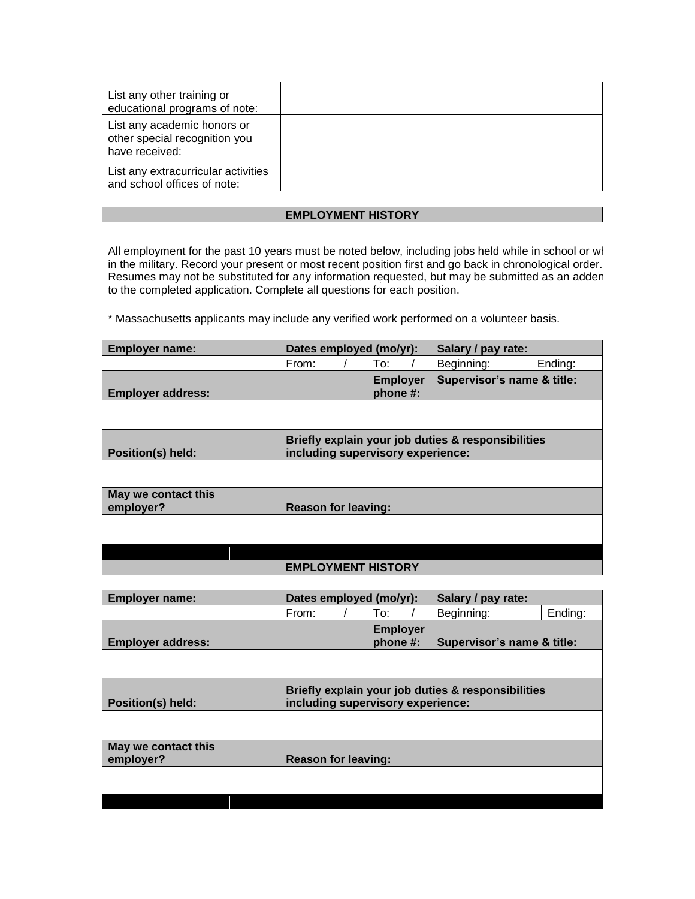| List any other training or educational programs of note: | |
|---|---|
| List any academic honors or other special recognition you have received: | |
| List any extracurricular activities and school offices of note: | |

## EMPLOYMENT HISTORY

All employment for the past 10 years must be noted below, including jobs held while in school or wl in the military. Record your present or most recent position first and go back in chronological order. Resumes may not be substituted for any information requested, but may be submitted as an adden to the completed application. Complete all questions for each position.

* Massachusetts applicants may include any verified work performed on a volunteer basis.

| **Employer name:** | **Dates employed (mo/yr):** | | **Salary / pay rate:** | |
|---|---|---|---|---|
| | From: / | To: / | Beginning: | Ending: |
| **Employer address:** | | **Employer phone #:** | **Supervisor's name & title:** | |
| | | | | |
| **Position(s) held:** | **Briefly explain your job duties & responsibilities including supervisory experience:** | | | |
| | | | | |
| **May we contact this employer?** | **Reason for leaving:** | | | |
| | | | | |

## EMPLOYMENT HISTORY

| **Employer name:** | **Dates employed (mo/yr):** | | **Salary / pay rate:** | |
|---|---|---|---|---|
| | From: / | To: / | Beginning: | Ending: |
| **Employer address:** | | **Employer phone #:** | **Supervisor's name & title:** | |
| | | | | |
| **Position(s) held:** | **Briefly explain your job duties & responsibilities including supervisory experience:** | | | |
| | | | | |
| **May we contact this employer?** | **Reason for leaving:** | | | |
| | | | | |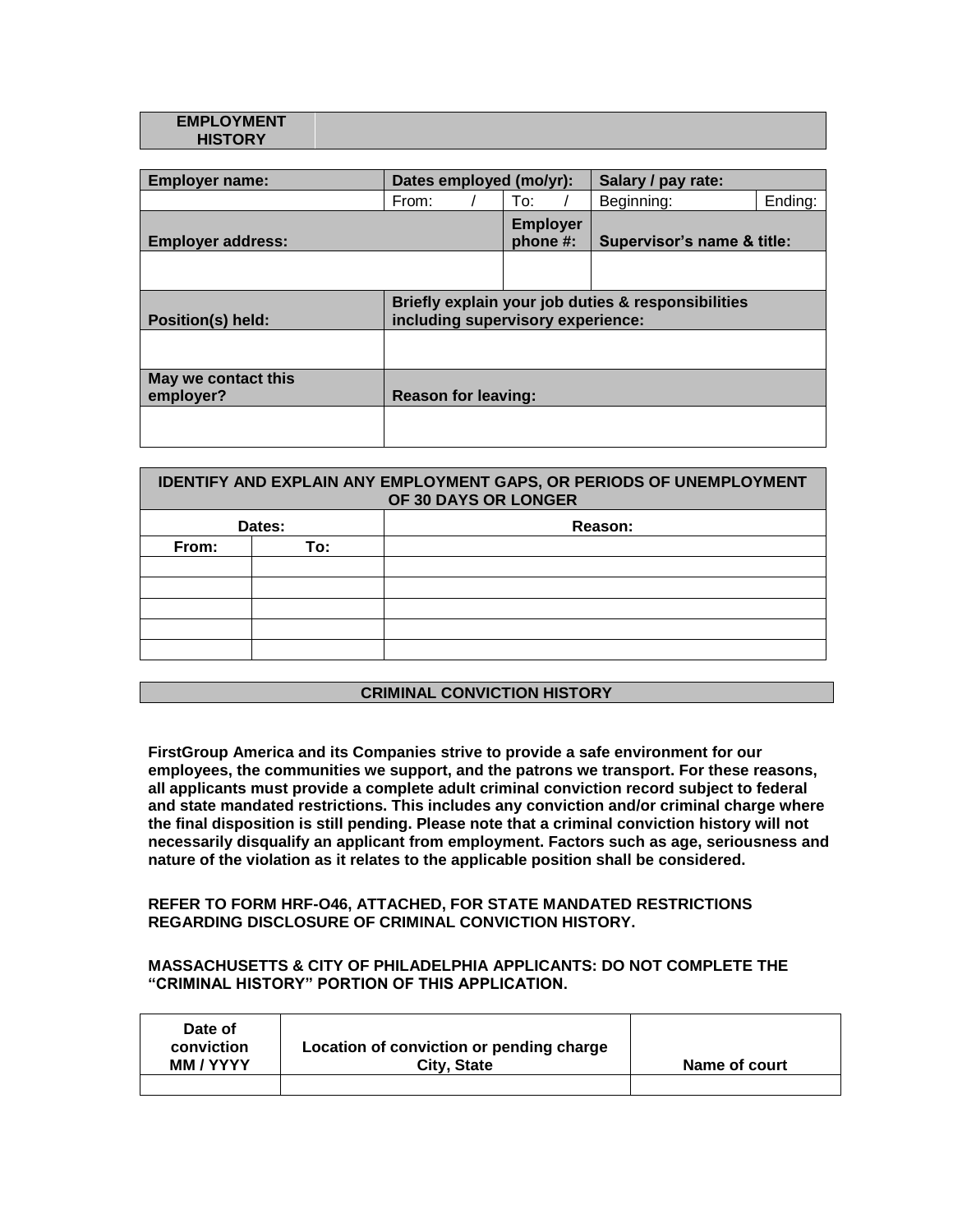## EMPLOYMENT HISTORY

| Employer name: | Dates employed (mo/yr): | | Salary / pay rate: | |
|---|---|---|---|---|
| | From: / | To: / | Beginning: | Ending: |
| **Employer address:** | | **Employer phone #:** | **Supervisor's name & title:** | |
| | | | | |
| **Position(s) held:** | **Briefly explain your job duties & responsibilities including supervisory experience:** | | | |
| | | | | |
| **May we contact this employer?** | **Reason for leaving:** | | | |
| | | | | |

| IDENTIFY AND EXPLAIN ANY EMPLOYMENT GAPS, OR PERIODS OF UNEMPLOYMENT OF 30 DAYS OR LONGER | | |
|---|---|---|
| **Dates:** | | **Reason:** |
| **From:** | **To:** | |
| | | |
| | | |
| | | |
| | | |
| | | |

## CRIMINAL CONVICTION HISTORY

**FirstGroup America and its Companies strive to provide a safe environment for our employees, the communities we support, and the patrons we transport. For these reasons, all applicants must provide a complete adult criminal conviction record subject to federal and state mandated restrictions. This includes any conviction and/or criminal charge where the final disposition is still pending. Please note that a criminal conviction history will not necessarily disqualify an applicant from employment. Factors such as age, seriousness and nature of the violation as it relates to the applicable position shall be considered.**

**REFER TO FORM HRF-O46, ATTACHED, FOR STATE MANDATED RESTRICTIONS REGARDING DISCLOSURE OF CRIMINAL CONVICTION HISTORY.**

**MASSACHUSETTS & CITY OF PHILADELPHIA APPLICANTS: DO NOT COMPLETE THE "CRIMINAL HISTORY" PORTION OF THIS APPLICATION.**

| Date of conviction MM / YYYY | Location of conviction or pending charge City, State | Name of court |
|---|---|---|
| | | |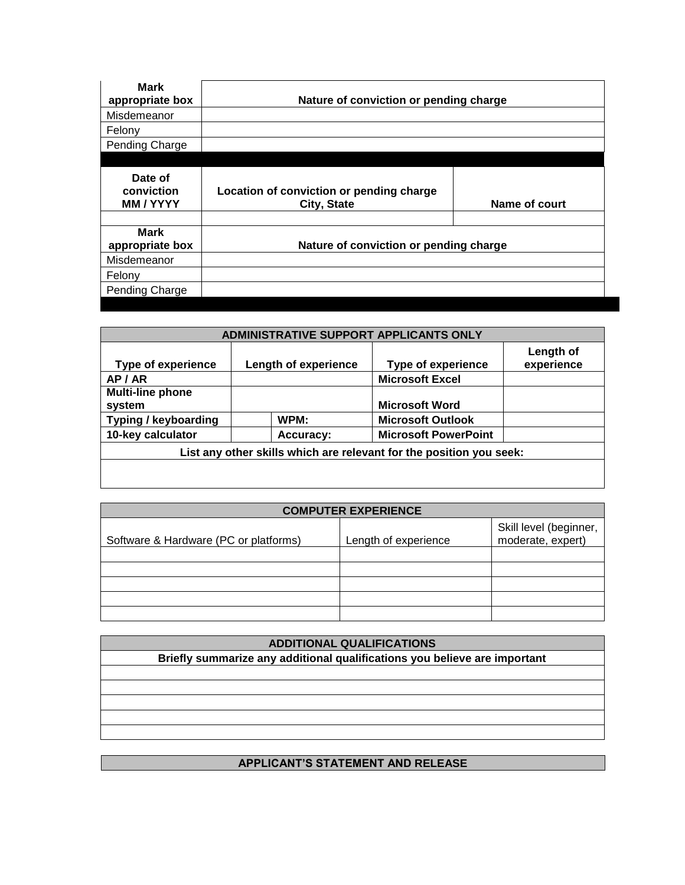| Mark appropriate box | Nature of conviction or pending charge | |
|---|---|---|
| Misdemeanor | | |
| Felony | | |
| Pending Charge | | |
| **Date of conviction MM / YYYY** | **Location of conviction or pending charge City, State** | **Name of court** |
| | | |
| **Mark appropriate box** | **Nature of conviction or pending charge** | |
| Misdemeanor | | |
| Felony | | |
| Pending Charge | | |

| ADMINISTRATIVE SUPPORT APPLICANTS ONLY | | | | |
|---|---|---|---|---|
| **Type of experience** | **Length of experience** | | **Type of experience** | **Length of experience** |
| **AP / AR** | | | **Microsoft Excel** | |
| **Multi-line phone system** | | | **Microsoft Word** | |
| **Typing / keyboarding** | | **WPM:** | **Microsoft Outlook** | |
| **10-key calculator** | | **Accuracy:** | **Microsoft PowerPoint** | |
| **List any other skills which are relevant for the position you seek:** | | | | |
| | | | | |

| COMPUTER EXPERIENCE | | |
|---|---|---|
| Software & Hardware (PC or platforms) | Length of experience | Skill level (beginner, moderate, expert) |
| | | |
| | | |
| | | |
| | | |
| | | |

| ADDITIONAL QUALIFICATIONS |
|---|
| **Briefly summarize any additional qualifications you believe are important** |
| |
| |
| |
| |
| |

| APPLICANT'S STATEMENT AND RELEASE |
|---|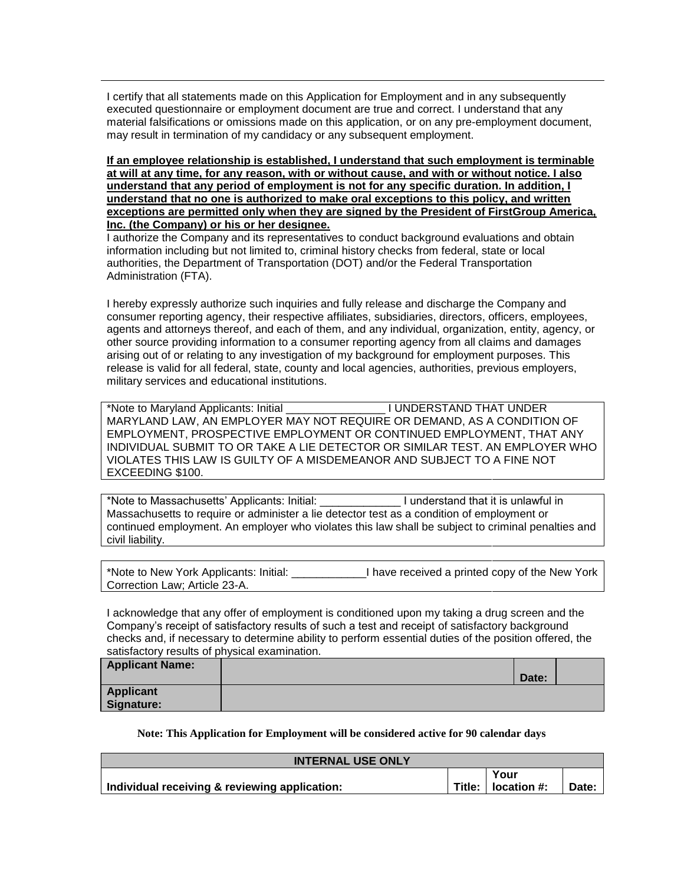I certify that all statements made on this Application for Employment and in any subsequently executed questionnaire or employment document are true and correct. I understand that any material falsifications or omissions made on this application, or on any pre-employment document, may result in termination of my candidacy or any subsequent employment.

**If an employee relationship is established, I understand that such employment is terminable at will at any time, for any reason, with or without cause, and with or without notice. I also understand that any period of employment is not for any specific duration. In addition, I understand that no one is authorized to make oral exceptions to this policy, and written exceptions are permitted only when they are signed by the President of FirstGroup America, Inc. (the Company) or his or her designee.**

I authorize the Company and its representatives to conduct background evaluations and obtain information including but not limited to, criminal history checks from federal, state or local authorities, the Department of Transportation (DOT) and/or the Federal Transportation Administration (FTA).

I hereby expressly authorize such inquiries and fully release and discharge the Company and consumer reporting agency, their respective affiliates, subsidiaries, directors, officers, employees, agents and attorneys thereof, and each of them, and any individual, organization, entity, agency, or other source providing information to a consumer reporting agency from all claims and damages arising out of or relating to any investigation of my background for employment purposes. This release is valid for all federal, state, county and local agencies, authorities, previous employers, military services and educational institutions.

*Note to Maryland Applicants: Initial ________________ I UNDERSTAND THAT UNDER MARYLAND LAW, AN EMPLOYER MAY NOT REQUIRE OR DEMAND, AS A CONDITION OF EMPLOYMENT, PROSPECTIVE EMPLOYMENT OR CONTINUED EMPLOYMENT, THAT ANY INDIVIDUAL SUBMIT TO OR TAKE A LIE DETECTOR OR SIMILAR TEST. AN EMPLOYER WHO VIOLATES THIS LAW IS GUILTY OF A MISDEMEANOR AND SUBJECT TO A FINE NOT EXCEEDING $100.

*Note to Massachusetts' Applicants: Initial: _____________ I understand that it is unlawful in Massachusetts to require or administer a lie detector test as a condition of employment or continued employment. An employer who violates this law shall be subject to criminal penalties and civil liability.

*Note to New York Applicants: Initial: ____________I have received a printed copy of the New York Correction Law; Article 23-A.

I acknowledge that any offer of employment is conditioned upon my taking a drug screen and the Company's receipt of satisfactory results of such a test and receipt of satisfactory background checks and, if necessary to determine ability to perform essential duties of the position offered, the satisfactory results of physical examination.

| **Applicant Name:** | | **Date:** | |
|---|---|---|---|
| **Applicant Signature:** | | | |

**Note: This Application for Employment will be considered active for 90 calendar days**

| **INTERNAL USE ONLY** | | | |
|---|---|---|---|
| **Individual receiving & reviewing application:** | **Title:** | **Your location #:** | **Date:** |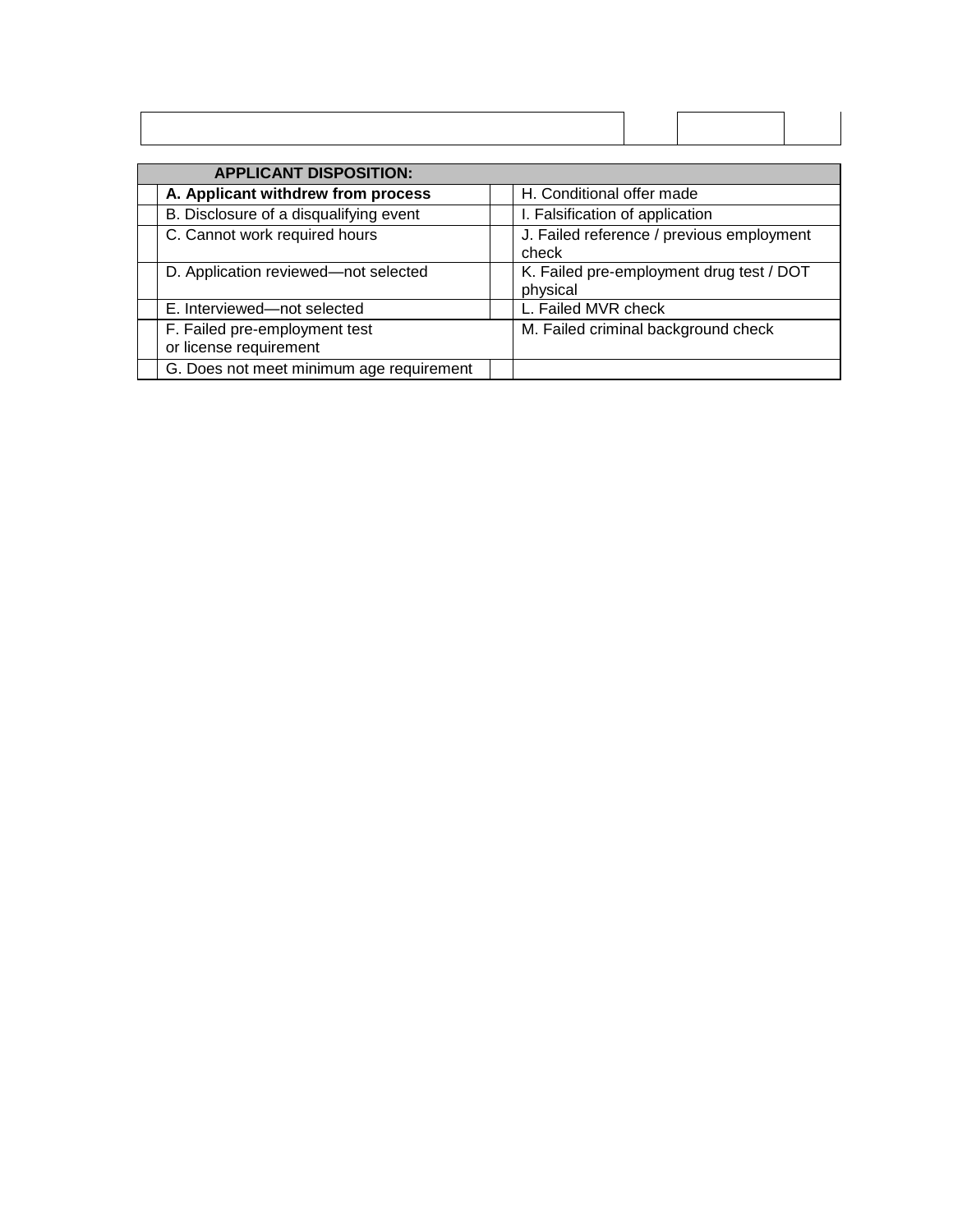| | | | |
|---|---|---|---|
| | | | |

| APPLICANT DISPOSITION: | | | |
|---|---|---|---|
| | **A. Applicant withdrew from process** | | H. Conditional offer made |
| | B. Disclosure of a disqualifying event | | I. Falsification of application |
| | C. Cannot work required hours | | J. Failed reference / previous employment check |
| | D. Application reviewed—not selected | | K. Failed pre-employment drug test / DOT physical |
| | E. Interviewed—not selected | | L. Failed MVR check |
| | F. Failed pre-employment test or license requirement | | M. Failed criminal background check |
| | G. Does not meet minimum age requirement | | |